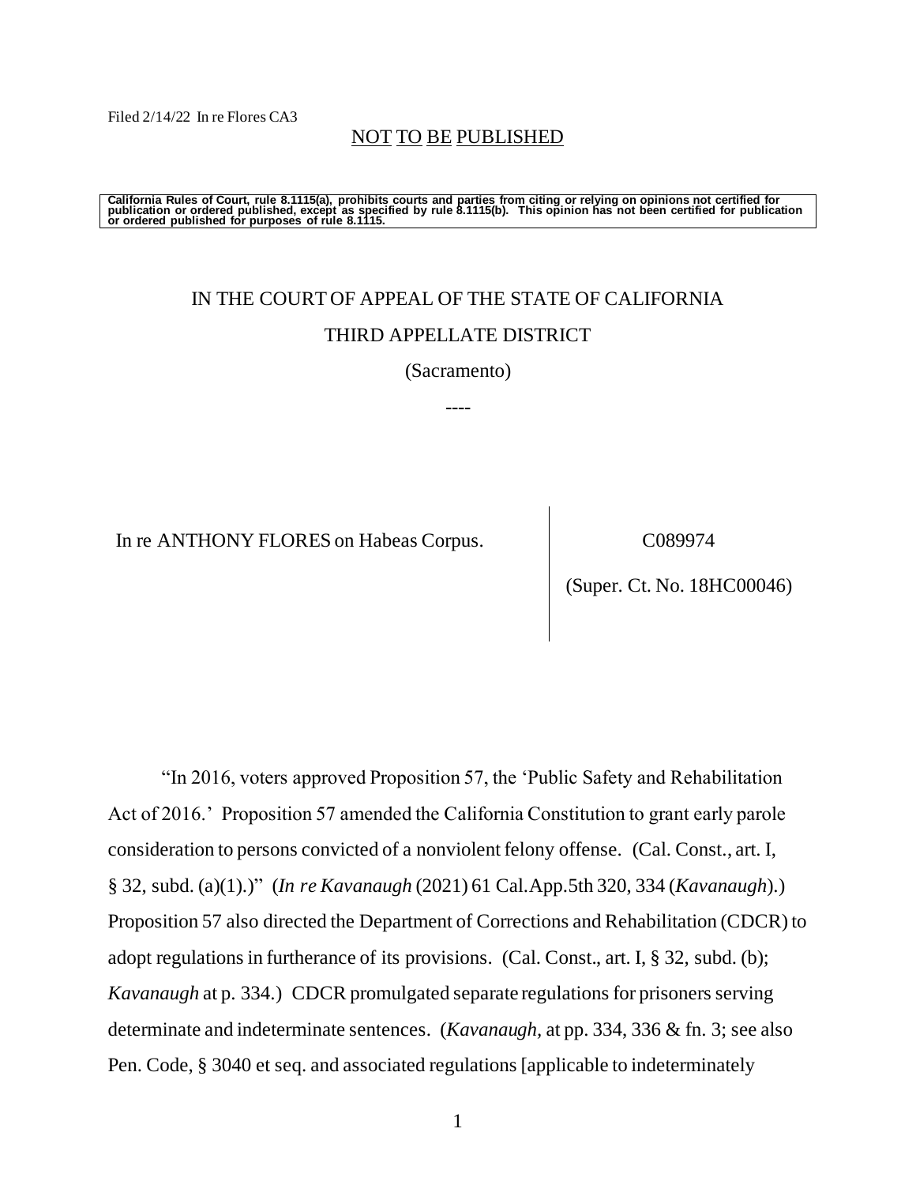Filed 2/14/22 In re Flores CA3

NOT TO BE PUBLISHED

**California Rules of Court, rule 8.1115(a), prohibits courts and parties from citing or relying on opinions not certified for publication or ordered published, except as specified by rule 8.1115(b). This opinion has not been certified for publication or ordered published for purposes of rule 8.1115.**

IN THE COURT OF APPEAL OF THE STATE OF CALIFORNIA

THIRD APPELLATE DISTRICT

(Sacramento)

----

In re ANTHONY FLORES on Habeas Corpus.

C089974

(Super. Ct. No. 18HC00046)

"In 2016, voters approved Proposition 57, the 'Public Safety and Rehabilitation Act of 2016.' Proposition 57 amended the California Constitution to grant early parole consideration to persons convicted of a nonviolent felony offense. (Cal. Const., art. I, § 32, subd. (a)(1).)" (*In re Kavanaugh* (2021) 61 Cal.App.5th 320, 334 (*Kavanaugh*).) Proposition 57 also directed the Department of Corrections and Rehabilitation (CDCR) to adopt regulations in furtherance of its provisions. (Cal. Const., art. I, § 32, subd. (b); *Kavanaugh* at p. 334.) CDCR promulgated separate regulations for prisoners serving determinate and indeterminate sentences. (*Kavanaugh*, at pp. 334, 336 & fn. 3; see also Pen. Code, § 3040 et seq. and associated regulations [applicable to indeterminately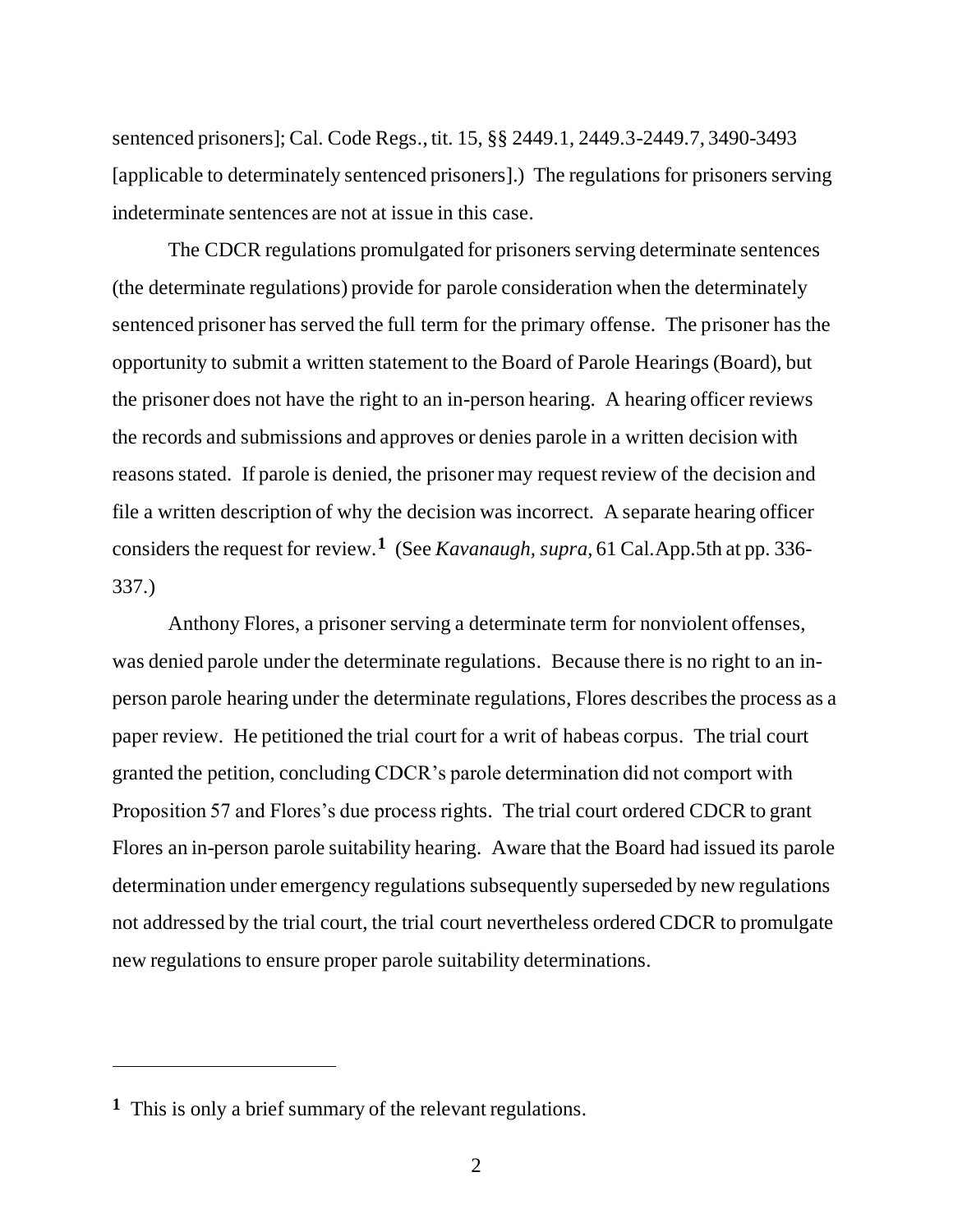sentenced prisoners]; Cal. Code Regs., tit. 15, §§ 2449.1, 2449.3-2449.7, 3490-3493 [applicable to determinately sentenced prisoners].) The regulations for prisoners serving indeterminate sentences are not at issue in this case.

The CDCR regulations promulgated for prisoners serving determinate sentences (the determinate regulations) provide for parole consideration when the determinately sentenced prisoner has served the full term for the primary offense. The prisoner has the opportunity to submit a written statement to the Board of Parole Hearings (Board), but the prisoner does not have the right to an in-person hearing. A hearing officer reviews the records and submissions and approves or denies parole in a written decision with reasons stated. If parole is denied, the prisoner may request review of the decision and file a written description of why the decision was incorrect. A separate hearing officer considers the request for review.[1] (See *Kavanaugh*, *supra*, 61 Cal.App.5th at pp. 336-337.)

Anthony Flores, a prisoner serving a determinate term for nonviolent offenses, was denied parole under the determinate regulations. Because there is no right to an in-person parole hearing under the determinate regulations, Flores describes the process as a paper review. He petitioned the trial court for a writ of habeas corpus. The trial court granted the petition, concluding CDCR's parole determination did not comport with Proposition 57 and Flores's due process rights. The trial court ordered CDCR to grant Flores an in-person parole suitability hearing. Aware that the Board had issued its parole determination under emergency regulations subsequently superseded by new regulations not addressed by the trial court, the trial court nevertheless ordered CDCR to promulgate new regulations to ensure proper parole suitability determinations.

---

[1] This is only a brief summary of the relevant regulations.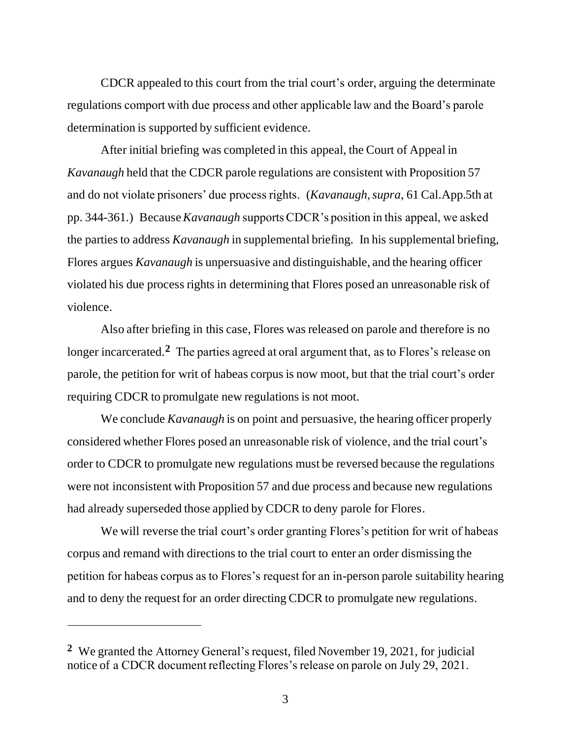CDCR appealed to this court from the trial court's order, arguing the determinate regulations comport with due process and other applicable law and the Board's parole determination is supported by sufficient evidence.

After initial briefing was completed in this appeal, the Court of Appeal in *Kavanaugh* held that the CDCR parole regulations are consistent with Proposition 57 and do not violate prisoners' due process rights. (*Kavanaugh, supra*, 61 Cal.App.5th at pp. 344-361.) Because *Kavanaugh* supports CDCR's position in this appeal, we asked the parties to address *Kavanaugh* in supplemental briefing. In his supplemental briefing, Flores argues *Kavanaugh* is unpersuasive and distinguishable, and the hearing officer violated his due process rights in determining that Flores posed an unreasonable risk of violence.

Also after briefing in this case, Flores was released on parole and therefore is no longer incarcerated.[2] The parties agreed at oral argument that, as to Flores's release on parole, the petition for writ of habeas corpus is now moot, but that the trial court's order requiring CDCR to promulgate new regulations is not moot.

We conclude *Kavanaugh* is on point and persuasive, the hearing officer properly considered whether Flores posed an unreasonable risk of violence, and the trial court's order to CDCR to promulgate new regulations must be reversed because the regulations were not inconsistent with Proposition 57 and due process and because new regulations had already superseded those applied by CDCR to deny parole for Flores.

We will reverse the trial court's order granting Flores's petition for writ of habeas corpus and remand with directions to the trial court to enter an order dismissing the petition for habeas corpus as to Flores's request for an in-person parole suitability hearing and to deny the request for an order directing CDCR to promulgate new regulations.

---

[2] We granted the Attorney General's request, filed November 19, 2021, for judicial notice of a CDCR document reflecting Flores's release on parole on July 29, 2021.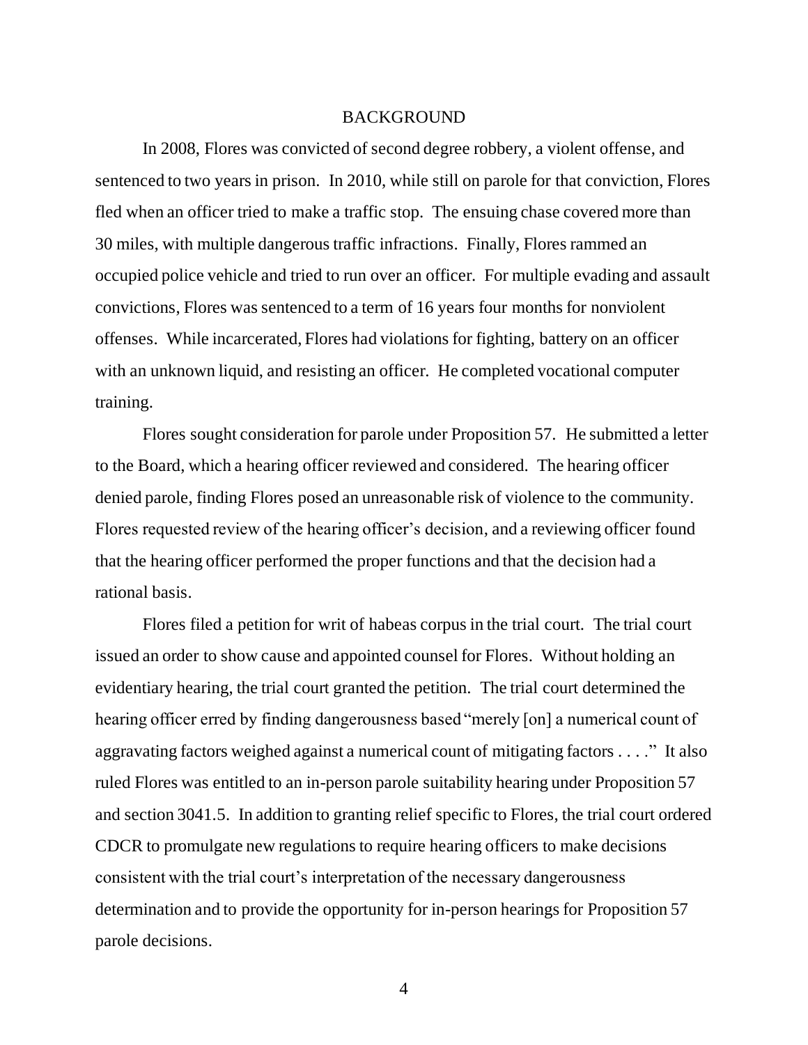# BACKGROUND

In 2008, Flores was convicted of second degree robbery, a violent offense, and sentenced to two years in prison. In 2010, while still on parole for that conviction, Flores fled when an officer tried to make a traffic stop. The ensuing chase covered more than 30 miles, with multiple dangerous traffic infractions. Finally, Flores rammed an occupied police vehicle and tried to run over an officer. For multiple evading and assault convictions, Flores was sentenced to a term of 16 years four months for nonviolent offenses. While incarcerated, Flores had violations for fighting, battery on an officer with an unknown liquid, and resisting an officer. He completed vocational computer training.

Flores sought consideration for parole under Proposition 57. He submitted a letter to the Board, which a hearing officer reviewed and considered. The hearing officer denied parole, finding Flores posed an unreasonable risk of violence to the community. Flores requested review of the hearing officer's decision, and a reviewing officer found that the hearing officer performed the proper functions and that the decision had a rational basis.

Flores filed a petition for writ of habeas corpus in the trial court. The trial court issued an order to show cause and appointed counsel for Flores. Without holding an evidentiary hearing, the trial court granted the petition. The trial court determined the hearing officer erred by finding dangerousness based "merely [on] a numerical count of aggravating factors weighed against a numerical count of mitigating factors . . . ." It also ruled Flores was entitled to an in-person parole suitability hearing under Proposition 57 and section 3041.5. In addition to granting relief specific to Flores, the trial court ordered CDCR to promulgate new regulations to require hearing officers to make decisions consistent with the trial court's interpretation of the necessary dangerousness determination and to provide the opportunity for in-person hearings for Proposition 57 parole decisions.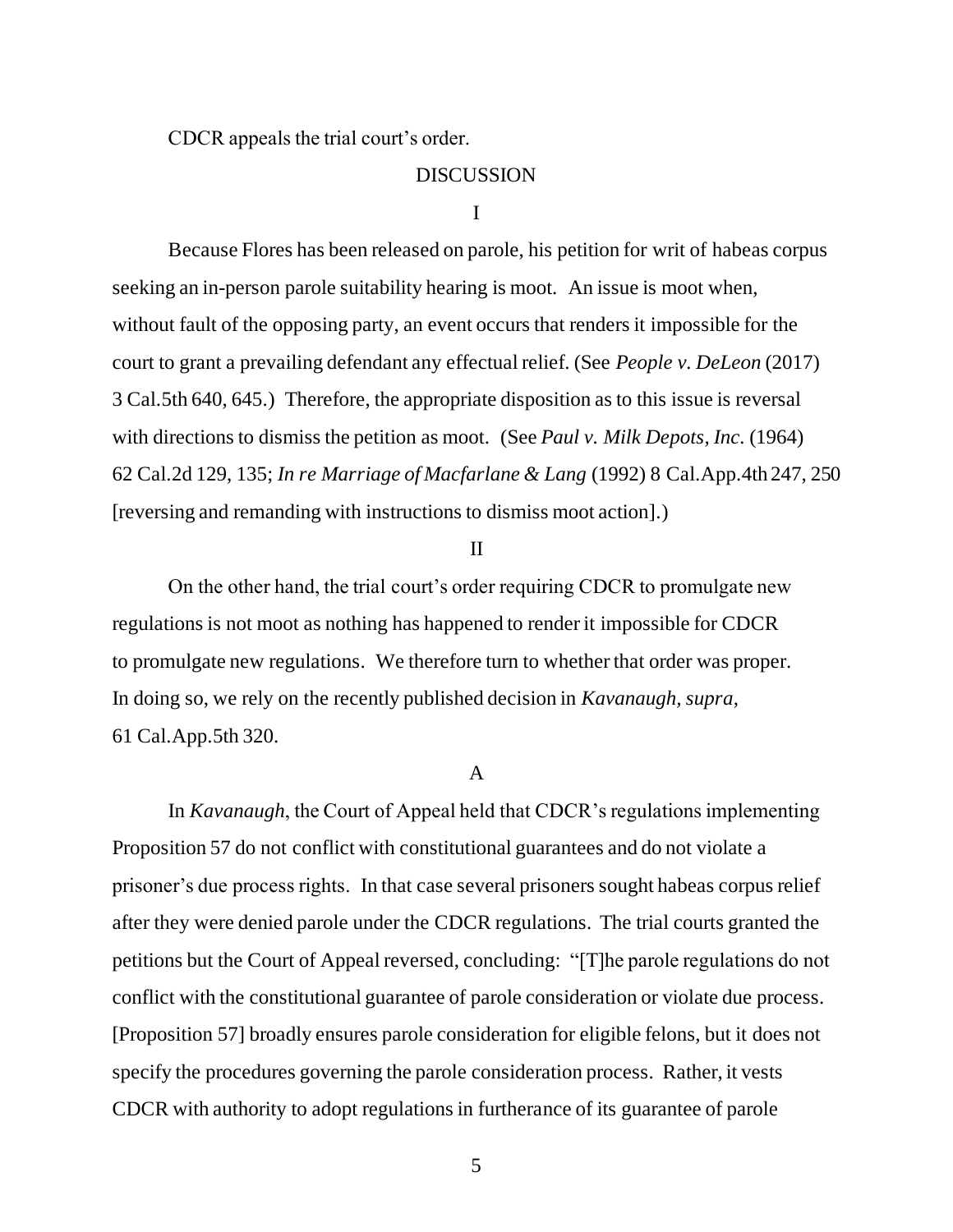CDCR appeals the trial court's order.

## DISCUSSION

### I

Because Flores has been released on parole, his petition for writ of habeas corpus seeking an in-person parole suitability hearing is moot. An issue is moot when, without fault of the opposing party, an event occurs that renders it impossible for the court to grant a prevailing defendant any effectual relief. (See *People v. DeLeon* (2017) 3 Cal.5th 640, 645.) Therefore, the appropriate disposition as to this issue is reversal with directions to dismiss the petition as moot. (See *Paul v. Milk Depots, Inc.* (1964) 62 Cal.2d 129, 135; *In re Marriage of Macfarlane & Lang* (1992) 8 Cal.App.4th 247, 250 [reversing and remanding with instructions to dismiss moot action].)

### II

On the other hand, the trial court's order requiring CDCR to promulgate new regulations is not moot as nothing has happened to render it impossible for CDCR to promulgate new regulations. We therefore turn to whether that order was proper. In doing so, we rely on the recently published decision in *Kavanaugh, supra*, 61 Cal.App.5th 320.

#### A

In *Kavanaugh*, the Court of Appeal held that CDCR's regulations implementing Proposition 57 do not conflict with constitutional guarantees and do not violate a prisoner's due process rights. In that case several prisoners sought habeas corpus relief after they were denied parole under the CDCR regulations. The trial courts granted the petitions but the Court of Appeal reversed, concluding: "[T]he parole regulations do not conflict with the constitutional guarantee of parole consideration or violate due process. [Proposition 57] broadly ensures parole consideration for eligible felons, but it does not specify the procedures governing the parole consideration process. Rather, it vests CDCR with authority to adopt regulations in furtherance of its guarantee of parole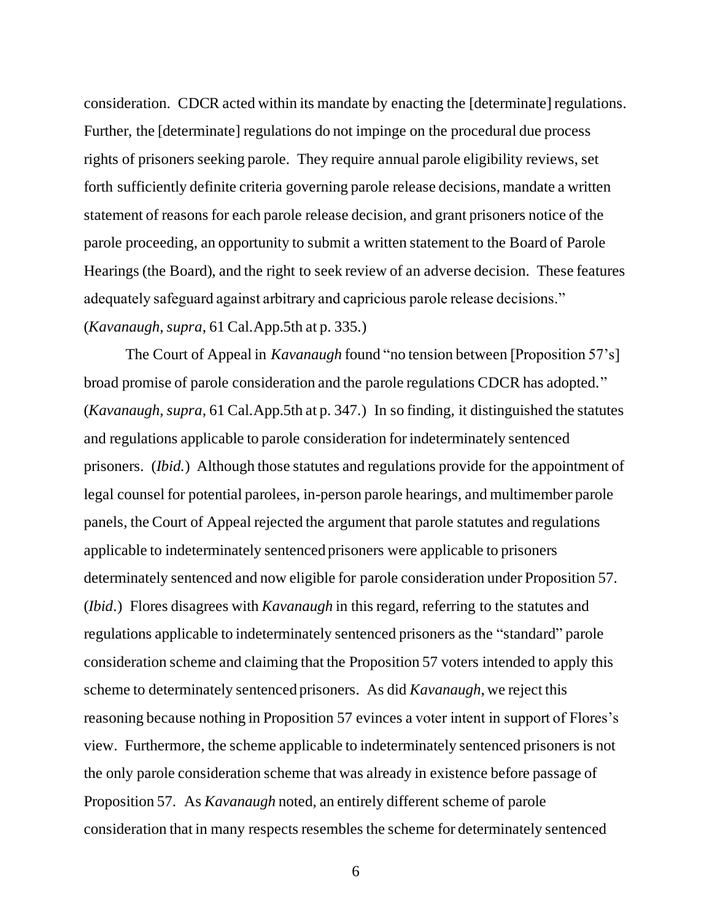consideration. CDCR acted within its mandate by enacting the [determinate] regulations. Further, the [determinate] regulations do not impinge on the procedural due process rights of prisoners seeking parole. They require annual parole eligibility reviews, set forth sufficiently definite criteria governing parole release decisions, mandate a written statement of reasons for each parole release decision, and grant prisoners notice of the parole proceeding, an opportunity to submit a written statement to the Board of Parole Hearings (the Board), and the right to seek review of an adverse decision. These features adequately safeguard against arbitrary and capricious parole release decisions." (*Kavanaugh, supra*, 61 Cal.App.5th at p. 335.)

The Court of Appeal in *Kavanaugh* found "no tension between [Proposition 57's] broad promise of parole consideration and the parole regulations CDCR has adopted." (*Kavanaugh, supra*, 61 Cal.App.5th at p. 347.) In so finding, it distinguished the statutes and regulations applicable to parole consideration for indeterminately sentenced prisoners. (*Ibid.*) Although those statutes and regulations provide for the appointment of legal counsel for potential parolees, in-person parole hearings, and multimember parole panels, the Court of Appeal rejected the argument that parole statutes and regulations applicable to indeterminately sentenced prisoners were applicable to prisoners determinately sentenced and now eligible for parole consideration under Proposition 57. (*Ibid*.) Flores disagrees with *Kavanaugh* in this regard, referring to the statutes and regulations applicable to indeterminately sentenced prisoners as the "standard" parole consideration scheme and claiming that the Proposition 57 voters intended to apply this scheme to determinately sentenced prisoners. As did *Kavanaugh*, we reject this reasoning because nothing in Proposition 57 evinces a voter intent in support of Flores's view. Furthermore, the scheme applicable to indeterminately sentenced prisoners is not the only parole consideration scheme that was already in existence before passage of Proposition 57. As *Kavanaugh* noted, an entirely different scheme of parole consideration that in many respects resembles the scheme for determinately sentenced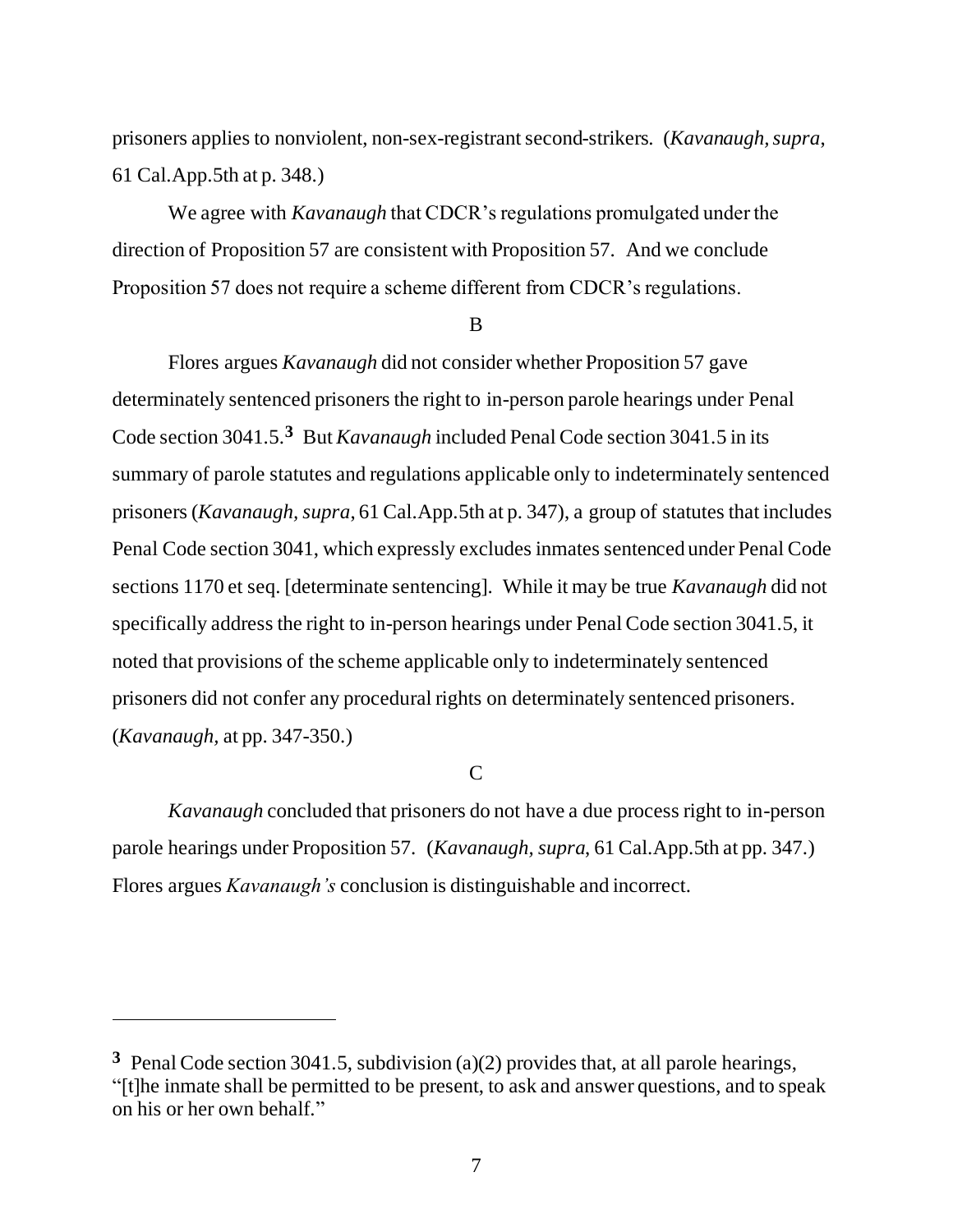prisoners applies to nonviolent, non-sex-registrant second-strikers. (*Kavanaugh*, *supra*, 61 Cal.App.5th at p. 348.)

We agree with *Kavanaugh* that CDCR's regulations promulgated under the direction of Proposition 57 are consistent with Proposition 57. And we conclude Proposition 57 does not require a scheme different from CDCR's regulations.

B

Flores argues *Kavanaugh* did not consider whether Proposition 57 gave determinately sentenced prisoners the right to in-person parole hearings under Penal Code section 3041.5.[3] But *Kavanaugh* included Penal Code section 3041.5 in its summary of parole statutes and regulations applicable only to indeterminately sentenced prisoners (*Kavanaugh, supra,* 61 Cal.App.5th at p. 347), a group of statutes that includes Penal Code section 3041, which expressly excludes inmates sentenced under Penal Code sections 1170 et seq. [determinate sentencing]. While it may be true *Kavanaugh* did not specifically address the right to in-person hearings under Penal Code section 3041.5, it noted that provisions of the scheme applicable only to indeterminately sentenced prisoners did not confer any procedural rights on determinately sentenced prisoners. (*Kavanaugh,* at pp. 347-350.)

C

*Kavanaugh* concluded that prisoners do not have a due process right to in-person parole hearings under Proposition 57. (*Kavanaugh*, *supra*, 61 Cal.App.5th at pp. 347.) Flores argues *Kavanaugh's* conclusion is distinguishable and incorrect.

---

[3] Penal Code section 3041.5, subdivision (a)(2) provides that, at all parole hearings, "[t]he inmate shall be permitted to be present, to ask and answer questions, and to speak on his or her own behalf."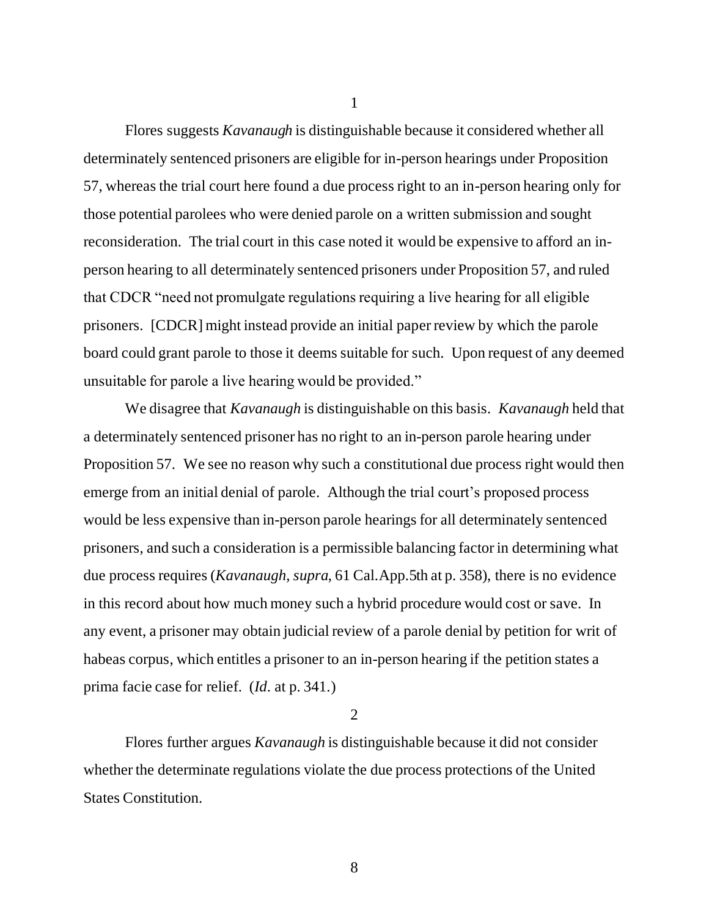1

Flores suggests *Kavanaugh* is distinguishable because it considered whether all determinately sentenced prisoners are eligible for in-person hearings under Proposition 57, whereas the trial court here found a due process right to an in-person hearing only for those potential parolees who were denied parole on a written submission and sought reconsideration. The trial court in this case noted it would be expensive to afford an in-person hearing to all determinately sentenced prisoners under Proposition 57, and ruled that CDCR "need not promulgate regulations requiring a live hearing for all eligible prisoners. [CDCR] might instead provide an initial paper review by which the parole board could grant parole to those it deems suitable for such. Upon request of any deemed unsuitable for parole a live hearing would be provided."

We disagree that *Kavanaugh* is distinguishable on this basis. *Kavanaugh* held that a determinately sentenced prisoner has no right to an in-person parole hearing under Proposition 57. We see no reason why such a constitutional due process right would then emerge from an initial denial of parole. Although the trial court's proposed process would be less expensive than in-person parole hearings for all determinately sentenced prisoners, and such a consideration is a permissible balancing factor in determining what due process requires (*Kavanaugh, supra,* 61 Cal.App.5th at p. 358), there is no evidence in this record about how much money such a hybrid procedure would cost or save. In any event, a prisoner may obtain judicial review of a parole denial by petition for writ of habeas corpus, which entitles a prisoner to an in-person hearing if the petition states a prima facie case for relief. (*Id.* at p. 341.)

2

Flores further argues *Kavanaugh* is distinguishable because it did not consider whether the determinate regulations violate the due process protections of the United States Constitution.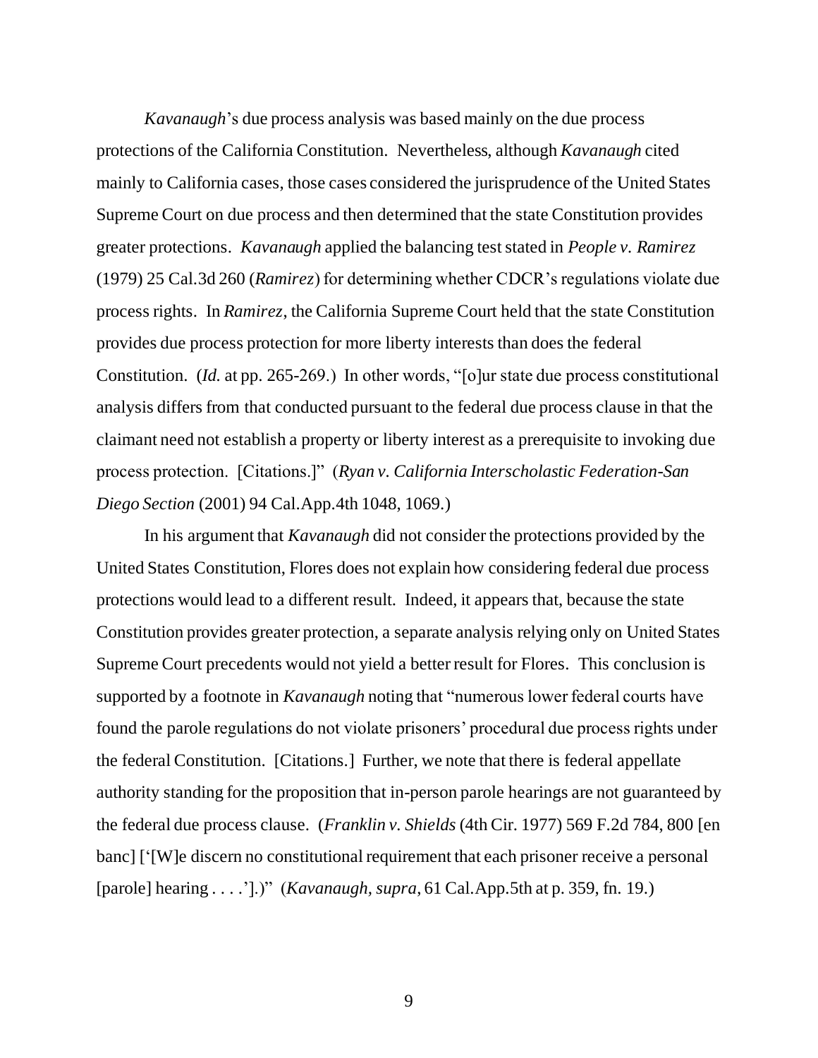*Kavanaugh*'s due process analysis was based mainly on the due process protections of the California Constitution. Nevertheless, although *Kavanaugh* cited mainly to California cases, those cases considered the jurisprudence of the United States Supreme Court on due process and then determined that the state Constitution provides greater protections. *Kavanaugh* applied the balancing test stated in *People v. Ramirez* (1979) 25 Cal.3d 260 (*Ramirez*) for determining whether CDCR's regulations violate due process rights. In *Ramirez*, the California Supreme Court held that the state Constitution provides due process protection for more liberty interests than does the federal Constitution. (*Id.* at pp. 265-269.) In other words, "[o]ur state due process constitutional analysis differs from that conducted pursuant to the federal due process clause in that the claimant need not establish a property or liberty interest as a prerequisite to invoking due process protection. [Citations.]" (*Ryan v. California Interscholastic Federation-San Diego Section* (2001) 94 Cal.App.4th 1048, 1069.)

In his argument that *Kavanaugh* did not consider the protections provided by the United States Constitution, Flores does not explain how considering federal due process protections would lead to a different result. Indeed, it appears that, because the state Constitution provides greater protection, a separate analysis relying only on United States Supreme Court precedents would not yield a better result for Flores. This conclusion is supported by a footnote in *Kavanaugh* noting that "numerous lower federal courts have found the parole regulations do not violate prisoners' procedural due process rights under the federal Constitution. [Citations.] Further, we note that there is federal appellate authority standing for the proposition that in-person parole hearings are not guaranteed by the federal due process clause. (*Franklin v. Shields* (4th Cir. 1977) 569 F.2d 784, 800 [en banc] ['[W]e discern no constitutional requirement that each prisoner receive a personal [parole] hearing . . . .'].)" (*Kavanaugh, supra*, 61 Cal.App.5th at p. 359, fn. 19.)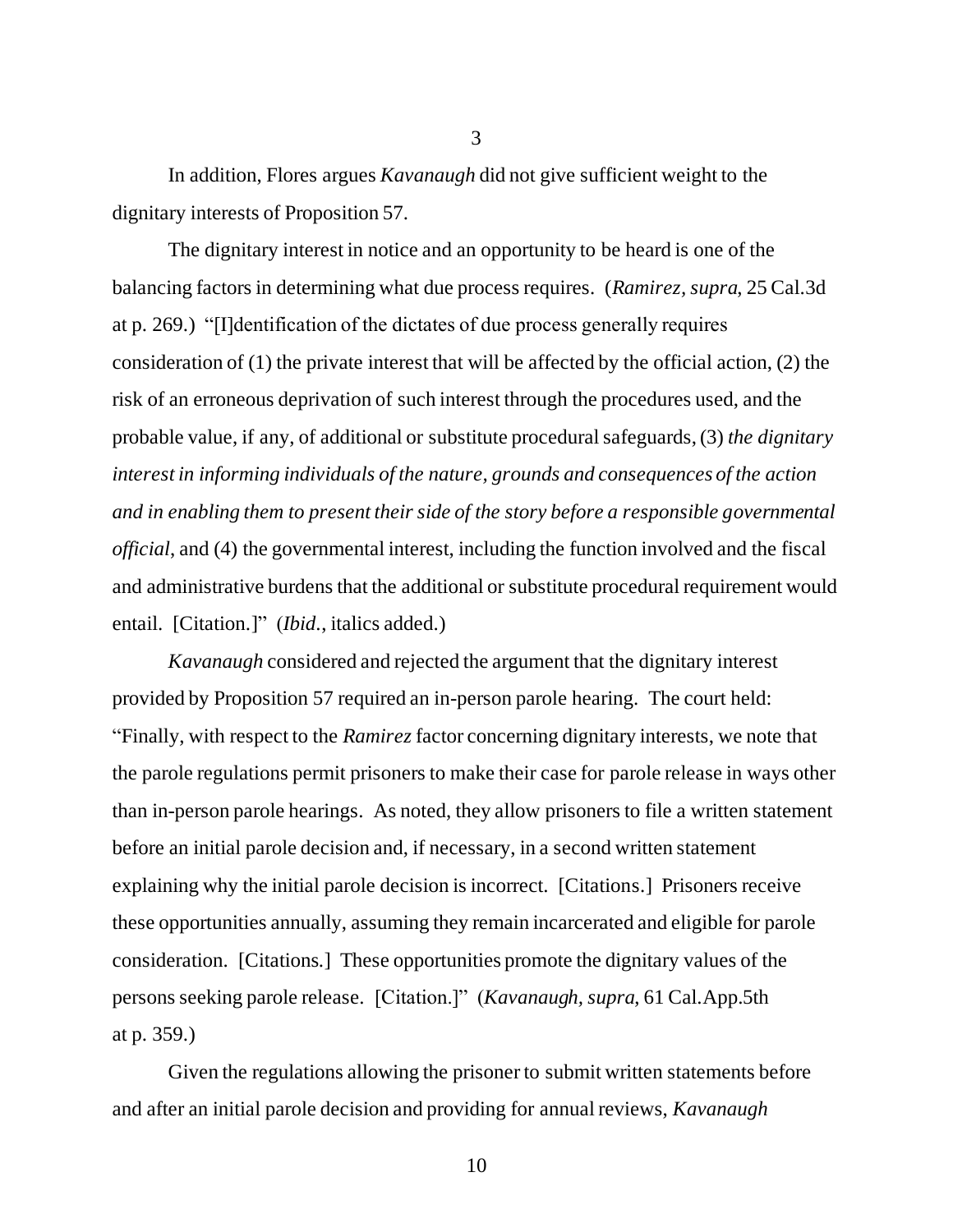In addition, Flores argues *Kavanaugh* did not give sufficient weight to the dignitary interests of Proposition 57.

The dignitary interest in notice and an opportunity to be heard is one of the balancing factors in determining what due process requires. (*Ramirez, supra*, 25 Cal.3d at p. 269.) "[I]dentification of the dictates of due process generally requires consideration of (1) the private interest that will be affected by the official action, (2) the risk of an erroneous deprivation of such interest through the procedures used, and the probable value, if any, of additional or substitute procedural safeguards, (3) *the dignitary interest in informing individuals of the nature, grounds and consequences of the action and in enabling them to present their side of the story before a responsible governmental official*, and (4) the governmental interest, including the function involved and the fiscal and administrative burdens that the additional or substitute procedural requirement would entail. [Citation.]" (*Ibid.*, italics added.)

*Kavanaugh* considered and rejected the argument that the dignitary interest provided by Proposition 57 required an in-person parole hearing. The court held: "Finally, with respect to the *Ramirez* factor concerning dignitary interests, we note that the parole regulations permit prisoners to make their case for parole release in ways other than in-person parole hearings. As noted, they allow prisoners to file a written statement before an initial parole decision and, if necessary, in a second written statement explaining why the initial parole decision is incorrect. [Citations.] Prisoners receive these opportunities annually, assuming they remain incarcerated and eligible for parole consideration. [Citations.] These opportunities promote the dignitary values of the persons seeking parole release. [Citation.]" (*Kavanaugh, supra*, 61 Cal.App.5th at p. 359.)

Given the regulations allowing the prisoner to submit written statements before and after an initial parole decision and providing for annual reviews, *Kavanaugh*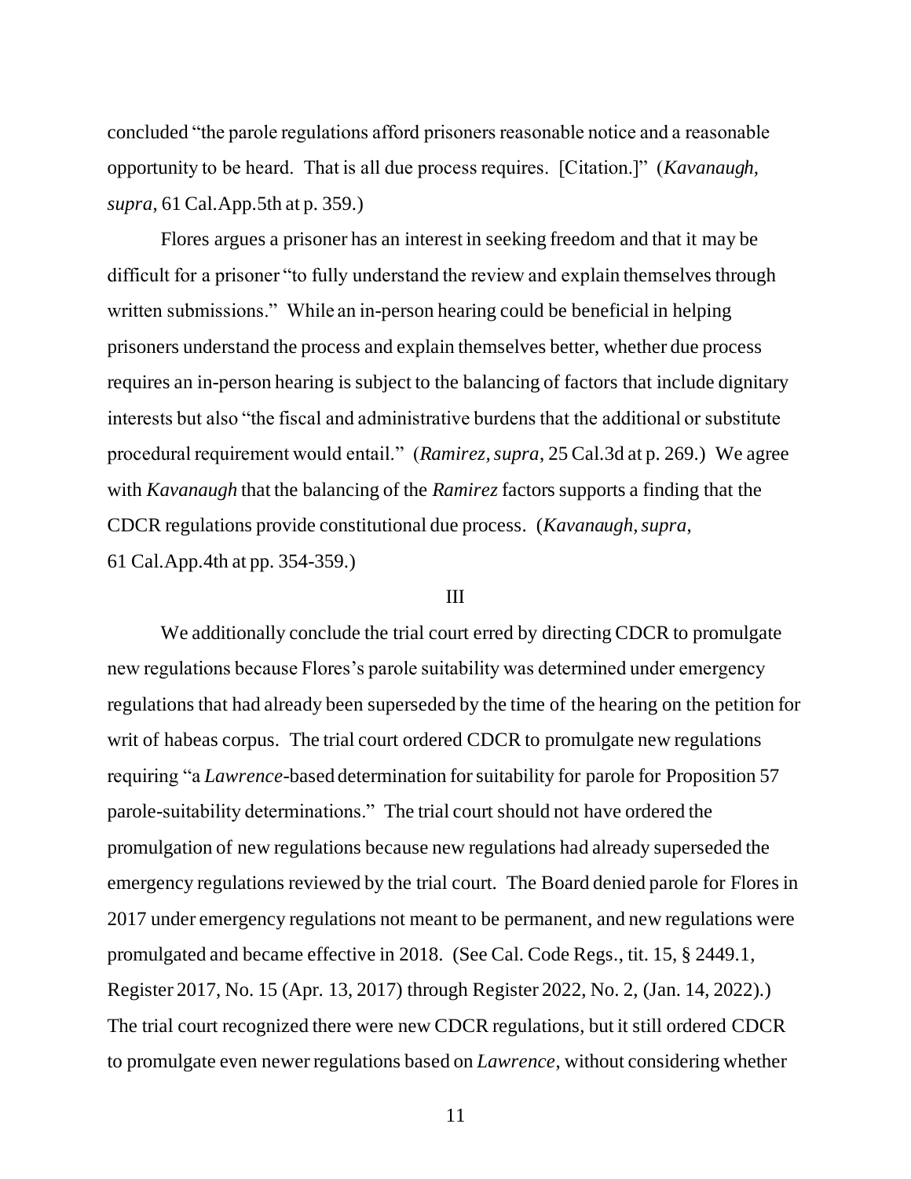concluded "the parole regulations afford prisoners reasonable notice and a reasonable opportunity to be heard. That is all due process requires. [Citation.]" (*Kavanaugh, supra*, 61 Cal.App.5th at p. 359.)

Flores argues a prisoner has an interest in seeking freedom and that it may be difficult for a prisoner "to fully understand the review and explain themselves through written submissions." While an in-person hearing could be beneficial in helping prisoners understand the process and explain themselves better, whether due process requires an in-person hearing is subject to the balancing of factors that include dignitary interests but also "the fiscal and administrative burdens that the additional or substitute procedural requirement would entail." (*Ramirez, supra*, 25 Cal.3d at p. 269.) We agree with *Kavanaugh* that the balancing of the *Ramirez* factors supports a finding that the CDCR regulations provide constitutional due process. (*Kavanaugh, supra*, 61 Cal.App.4th at pp. 354-359.)

III

We additionally conclude the trial court erred by directing CDCR to promulgate new regulations because Flores's parole suitability was determined under emergency regulations that had already been superseded by the time of the hearing on the petition for writ of habeas corpus. The trial court ordered CDCR to promulgate new regulations requiring "a *Lawrence*-based determination for suitability for parole for Proposition 57 parole-suitability determinations." The trial court should not have ordered the promulgation of new regulations because new regulations had already superseded the emergency regulations reviewed by the trial court. The Board denied parole for Flores in 2017 under emergency regulations not meant to be permanent, and new regulations were promulgated and became effective in 2018. (See Cal. Code Regs., tit. 15, § 2449.1, Register 2017, No. 15 (Apr. 13, 2017) through Register 2022, No. 2, (Jan. 14, 2022).) The trial court recognized there were new CDCR regulations, but it still ordered CDCR to promulgate even newer regulations based on *Lawrence*, without considering whether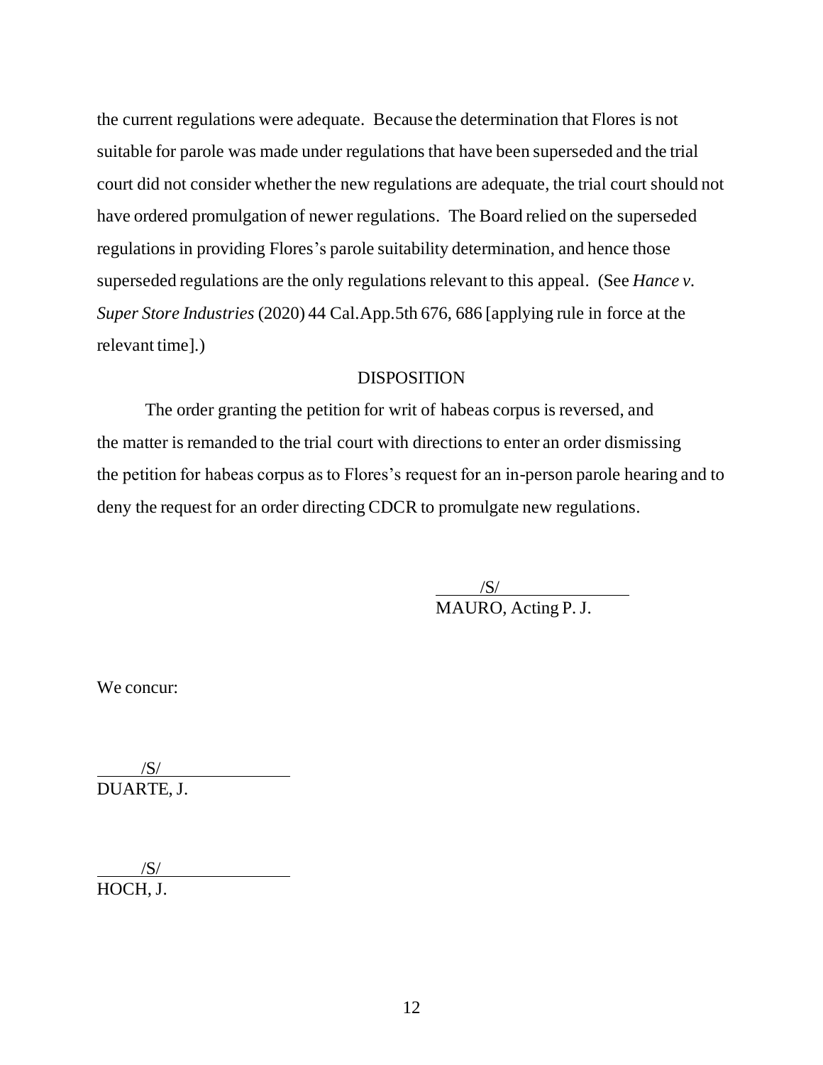the current regulations were adequate. Because the determination that Flores is not suitable for parole was made under regulations that have been superseded and the trial court did not consider whether the new regulations are adequate, the trial court should not have ordered promulgation of newer regulations. The Board relied on the superseded regulations in providing Flores's parole suitability determination, and hence those superseded regulations are the only regulations relevant to this appeal. (See *Hance v. Super Store Industries* (2020) 44 Cal.App.5th 676, 686 [applying rule in force at the relevant time].)

## DISPOSITION

The order granting the petition for writ of habeas corpus is reversed, and the matter is remanded to the trial court with directions to enter an order dismissing the petition for habeas corpus as to Flores's request for an in-person parole hearing and to deny the request for an order directing CDCR to promulgate new regulations.

/S/
MAURO, Acting P. J.

We concur:

/S/
DUARTE, J.

/S/
HOCH, J.